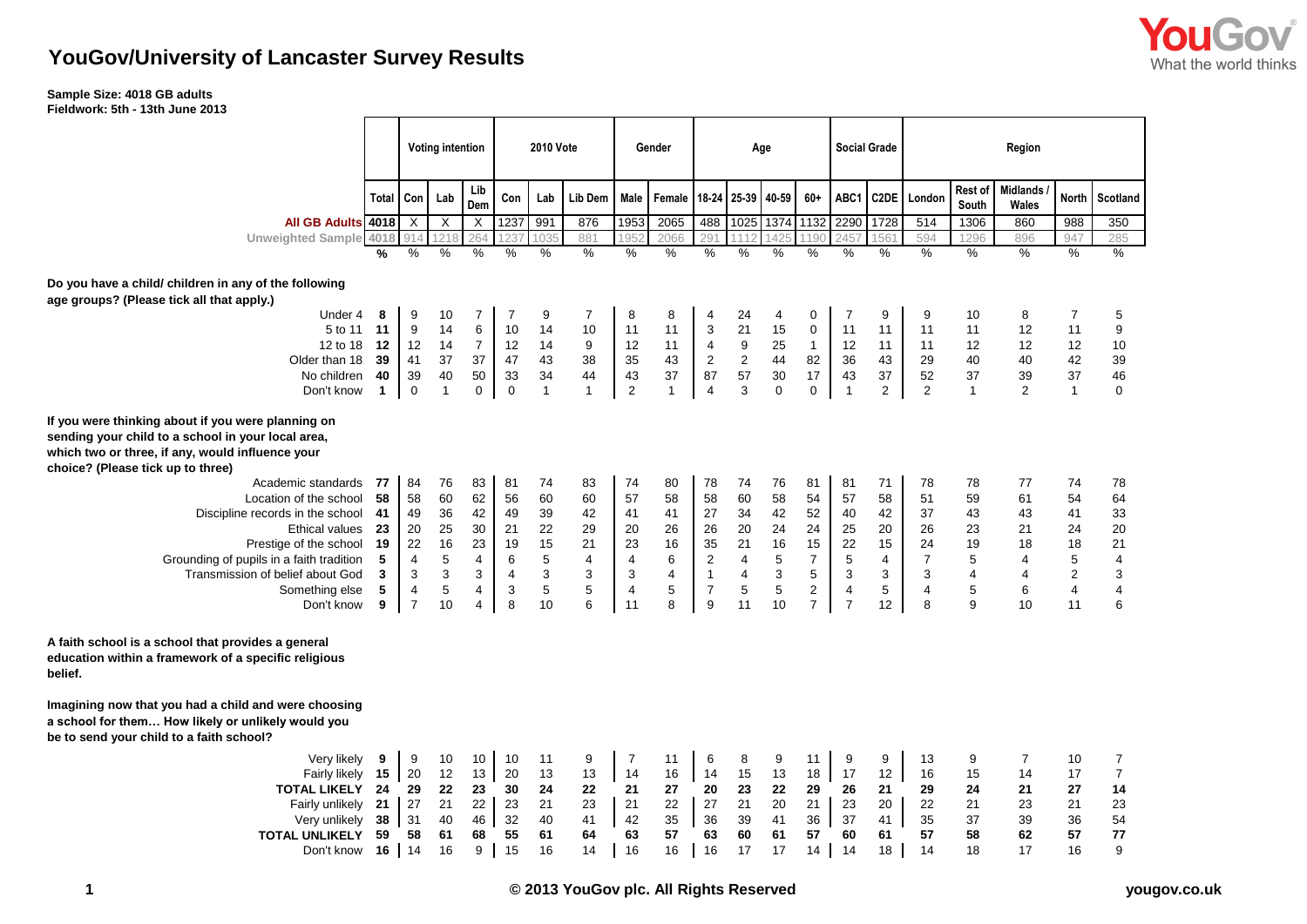# YouGov/University of Lancaster Survey Results

**Sample Size: 4018 GB adults**
**Fieldwork: 5th - 13th June 2013**

| | Total | Voting intention | | | 2010 Vote | | | Gender | | Age | | | | Social Grade | | Region | | | | |
|---|---|---|---|---|---|---|---|---|---|---|---|---|---|---|---|---|---|---|---|---|
| | Total | Con | Lab | Lib Dem | Con | Lab | Lib Dem | Male | Female | 18-24 | 25-39 | 40-59 | 60+ | ABC1 | C2DE | London | Rest of South | Midlands / Wales | North | Scotland |
| **All GB Adults** | 4018 | X | X | X | 1237 | 991 | 876 | 1953 | 2065 | 488 | 1025 | 1374 | 1132 | 2290 | 1728 | 514 | 1306 | 860 | 988 | 350 |
| Unweighted Sample | 4018 | 914 | 1218 | 264 | 1237 | 1035 | 881 | 1952 | 2066 | 291 | 1112 | 1425 | 1190 | 2457 | 1561 | 594 | 1296 | 896 | 947 | 285 |
| | % | % | % | % | % | % | % | % | % | % | % | % | % | % | % | % | % | % | % | % |
| **Do you have a child/ children in any of the following age groups? (Please tick all that apply.)** | | | | | | | | | | | | | | | | | | | | |
| Under 4 | 8 | 9 | 10 | 7 | 7 | 9 | 7 | 8 | 8 | 4 | 24 | 4 | 0 | 7 | 9 | 9 | 10 | 8 | 7 | 5 |
| 5 to 11 | 11 | 9 | 14 | 6 | 10 | 14 | 10 | 11 | 11 | 3 | 21 | 15 | 0 | 11 | 11 | 11 | 11 | 12 | 11 | 9 |
| 12 to 18 | 12 | 12 | 14 | 7 | 12 | 14 | 9 | 12 | 11 | 4 | 9 | 25 | 1 | 12 | 11 | 11 | 12 | 12 | 12 | 10 |
| Older than 18 | 39 | 41 | 37 | 37 | 47 | 43 | 38 | 35 | 43 | 2 | 2 | 44 | 82 | 36 | 43 | 29 | 40 | 40 | 42 | 39 |
| No children | 40 | 39 | 40 | 50 | 33 | 34 | 44 | 43 | 37 | 87 | 57 | 30 | 17 | 43 | 37 | 52 | 37 | 39 | 37 | 46 |
| Don't know | 1 | 0 | 1 | 0 | 0 | 1 | 1 | 2 | 1 | 4 | 3 | 0 | 0 | 1 | 2 | 2 | 1 | 2 | 1 | 0 |
| **If you were thinking about if you were planning on sending your child to a school in your local area, which two or three, if any, would influence your choice? (Please tick up to three)** | | | | | | | | | | | | | | | | | | | | |
| Academic standards | 77 | 84 | 76 | 83 | 81 | 74 | 83 | 74 | 80 | 78 | 74 | 76 | 81 | 81 | 71 | 78 | 78 | 77 | 74 | 78 |
| Location of the school | 58 | 58 | 60 | 62 | 56 | 60 | 60 | 57 | 58 | 58 | 60 | 58 | 54 | 57 | 58 | 51 | 59 | 61 | 54 | 64 |
| Discipline records in the school | 41 | 49 | 36 | 42 | 49 | 39 | 42 | 41 | 41 | 27 | 34 | 42 | 52 | 40 | 42 | 37 | 43 | 43 | 41 | 33 |
| Ethical values | 23 | 20 | 25 | 30 | 21 | 22 | 29 | 20 | 26 | 26 | 20 | 24 | 24 | 25 | 20 | 26 | 23 | 21 | 24 | 20 |
| Prestige of the school | 19 | 22 | 16 | 23 | 19 | 15 | 21 | 23 | 16 | 35 | 21 | 16 | 15 | 22 | 15 | 24 | 19 | 18 | 18 | 21 |
| Grounding of pupils in a faith tradition | 5 | 4 | 5 | 4 | 6 | 5 | 4 | 4 | 6 | 2 | 4 | 5 | 7 | 5 | 4 | 7 | 5 | 4 | 5 | 4 |
| Transmission of belief about God | 3 | 3 | 3 | 3 | 4 | 3 | 3 | 3 | 4 | 1 | 4 | 3 | 5 | 3 | 3 | 3 | 4 | 4 | 2 | 3 |
| Something else | 5 | 4 | 5 | 4 | 3 | 5 | 5 | 4 | 5 | 7 | 5 | 5 | 2 | 4 | 5 | 4 | 5 | 6 | 4 | 4 |
| Don't know | 9 | 7 | 10 | 4 | 8 | 10 | 6 | 11 | 8 | 9 | 11 | 10 | 7 | 7 | 12 | 8 | 9 | 10 | 11 | 6 |
| **A faith school is a school that provides a general education within a framework of a specific religious belief.** | | | | | | | | | | | | | | | | | | | | |
| **Imagining now that you had a child and were choosing a school for them… How likely or unlikely would you be to send your child to a faith school?** | | | | | | | | | | | | | | | | | | | | |
| Very likely | 9 | 9 | 10 | 10 | 10 | 11 | 9 | 7 | 11 | 6 | 8 | 9 | 11 | 9 | 9 | 13 | 9 | 7 | 10 | 7 |
| Fairly likely | 15 | 20 | 12 | 13 | 20 | 13 | 13 | 14 | 16 | 14 | 15 | 13 | 18 | 17 | 12 | 16 | 15 | 14 | 17 | 7 |
| **TOTAL LIKELY** | **24** | **29** | **22** | **23** | **30** | **24** | **22** | **21** | **27** | **20** | **23** | **22** | **29** | **26** | **21** | **29** | **24** | **21** | **27** | **14** |
| Fairly unlikely | 21 | 27 | 21 | 22 | 23 | 21 | 23 | 21 | 22 | 27 | 21 | 20 | 21 | 23 | 20 | 22 | 21 | 23 | 21 | 23 |
| Very unlikely | 38 | 31 | 40 | 46 | 32 | 40 | 41 | 42 | 35 | 36 | 39 | 41 | 36 | 37 | 41 | 35 | 37 | 39 | 36 | 54 |
| **TOTAL UNLIKELY** | **59** | **58** | **61** | **68** | **55** | **61** | **64** | **63** | **57** | **63** | **60** | **61** | **57** | **60** | **61** | **57** | **58** | **62** | **57** | **77** |
| Don't know | 16 | 14 | 16 | 9 | 15 | 16 | 14 | 16 | 16 | 16 | 17 | 17 | 14 | 14 | 18 | 14 | 18 | 17 | 16 | 9 |

© 2013 YouGov plc. All Rights Reserved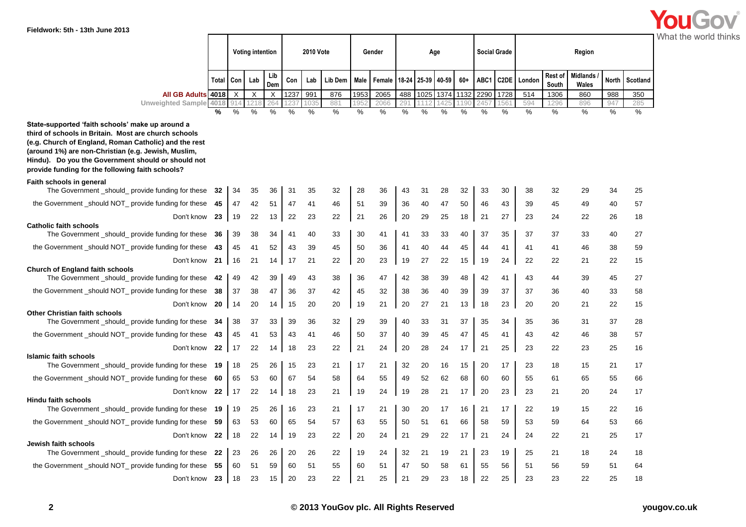Fieldwork: 5th - 13th June 2013

| | | Voting intention | | | 2010 Vote | | | Gender | | Age | | | | Social Grade | | Region | | | | |
|---|---|---|---|---|---|---|---|---|---|---|---|---|---|---|---|---|---|---|---|---|
| | Total | Con | Lab | Lib Dem | Con | Lab | Lib Dem | Male | Female | 18-24 | 25-39 | 40-59 | 60+ | ABC1 | C2DE | London | Rest of South | Midlands / Wales | North | Scotland |
| All GB Adults | 4018 | X | X | X | 1237 | 991 | 876 | 1953 | 2065 | 488 | 1025 | 1374 | 1132 | 2290 | 1728 | 514 | 1306 | 860 | 988 | 350 |
| Unweighted Sample | 4018 | 914 | 1218 | 264 | 1237 | 1035 | 881 | 1952 | 2066 | 291 | 1112 | 1425 | 1190 | 2457 | 1561 | 594 | 1296 | 896 | 947 | 285 |
| | % | % | % | % | % | % | % | % | % | % | % | % | % | % | % | % | % | % | % | % |
| **State-supported 'faith schools' make up around a third of schools in Britain. Most are church schools (e.g. Church of England, Roman Catholic) and the rest (around 1%) are non-Christian (e.g. Jewish, Muslim, Hindu). Do you the Government should or should not provide funding for the following faith schools?** | | | | | | | | | | | | | | | | | | | | |
| **Faith schools in general** | | | | | | | | | | | | | | | | | | | | |
| The Government _should_ provide funding for these | 32 | 34 | 35 | 36 | 31 | 35 | 32 | 28 | 36 | 43 | 31 | 28 | 32 | 33 | 30 | 38 | 32 | 29 | 34 | 25 |
| the Government _should NOT_ provide funding for these | 45 | 47 | 42 | 51 | 47 | 41 | 46 | 51 | 39 | 36 | 40 | 47 | 50 | 46 | 43 | 39 | 45 | 49 | 40 | 57 |
| Don't know | 23 | 19 | 22 | 13 | 22 | 23 | 22 | 21 | 26 | 20 | 29 | 25 | 18 | 21 | 27 | 23 | 24 | 22 | 26 | 18 |
| **Catholic faith schools** | | | | | | | | | | | | | | | | | | | | |
| The Government _should_ provide funding for these | 36 | 39 | 38 | 34 | 41 | 40 | 33 | 30 | 41 | 41 | 33 | 33 | 40 | 37 | 35 | 37 | 37 | 33 | 40 | 27 |
| the Government _should NOT_ provide funding for these | 43 | 45 | 41 | 52 | 43 | 39 | 45 | 50 | 36 | 41 | 40 | 44 | 45 | 44 | 41 | 41 | 41 | 46 | 38 | 59 |
| Don't know | 21 | 16 | 21 | 14 | 17 | 21 | 22 | 20 | 23 | 19 | 27 | 22 | 15 | 19 | 24 | 22 | 22 | 21 | 22 | 15 |
| **Church of England faith schools** | | | | | | | | | | | | | | | | | | | | |
| The Government _should_ provide funding for these | 42 | 49 | 42 | 39 | 49 | 43 | 38 | 36 | 47 | 42 | 38 | 39 | 48 | 42 | 41 | 43 | 44 | 39 | 45 | 27 |
| the Government _should NOT_ provide funding for these | 38 | 37 | 38 | 47 | 36 | 37 | 42 | 45 | 32 | 38 | 36 | 40 | 39 | 39 | 37 | 37 | 36 | 40 | 33 | 58 |
| Don't know | 20 | 14 | 20 | 14 | 15 | 20 | 20 | 19 | 21 | 20 | 27 | 21 | 13 | 18 | 23 | 20 | 20 | 21 | 22 | 15 |
| **Other Christian faith schools** | | | | | | | | | | | | | | | | | | | | |
| The Government _should_ provide funding for these | 34 | 38 | 37 | 33 | 39 | 36 | 32 | 29 | 39 | 40 | 33 | 31 | 37 | 35 | 34 | 35 | 36 | 31 | 37 | 28 |
| the Government _should NOT_ provide funding for these | 43 | 45 | 41 | 53 | 43 | 41 | 46 | 50 | 37 | 40 | 39 | 45 | 47 | 45 | 41 | 43 | 42 | 46 | 38 | 57 |
| Don't know | 22 | 17 | 22 | 14 | 18 | 23 | 22 | 21 | 24 | 20 | 28 | 24 | 17 | 21 | 25 | 23 | 22 | 23 | 25 | 16 |
| **Islamic faith schools** | | | | | | | | | | | | | | | | | | | | |
| The Government _should_ provide funding for these | 19 | 18 | 25 | 26 | 15 | 23 | 21 | 17 | 21 | 32 | 20 | 16 | 15 | 20 | 17 | 23 | 18 | 15 | 21 | 17 |
| the Government _should NOT_ provide funding for these | 60 | 65 | 53 | 60 | 67 | 54 | 58 | 64 | 55 | 49 | 52 | 62 | 68 | 60 | 60 | 55 | 61 | 65 | 55 | 66 |
| Don't know | 22 | 17 | 22 | 14 | 18 | 23 | 21 | 19 | 24 | 19 | 28 | 21 | 17 | 20 | 23 | 23 | 21 | 20 | 24 | 17 |
| **Hindu faith schools** | | | | | | | | | | | | | | | | | | | | |
| The Government _should_ provide funding for these | 19 | 19 | 25 | 26 | 16 | 23 | 21 | 17 | 21 | 30 | 20 | 17 | 16 | 21 | 17 | 22 | 19 | 15 | 22 | 16 |
| the Government _should NOT_ provide funding for these | 59 | 63 | 53 | 60 | 65 | 54 | 57 | 63 | 55 | 50 | 51 | 61 | 66 | 58 | 59 | 53 | 59 | 64 | 53 | 66 |
| Don't know | 22 | 18 | 22 | 14 | 19 | 23 | 22 | 20 | 24 | 21 | 29 | 22 | 17 | 21 | 24 | 24 | 22 | 21 | 25 | 17 |
| **Jewish faith schools** | | | | | | | | | | | | | | | | | | | | |
| The Government _should_ provide funding for these | 22 | 23 | 26 | 26 | 20 | 26 | 22 | 19 | 24 | 32 | 21 | 19 | 21 | 23 | 19 | 25 | 21 | 18 | 24 | 18 |
| the Government _should NOT_ provide funding for these | 55 | 60 | 51 | 59 | 60 | 51 | 55 | 60 | 51 | 47 | 50 | 58 | 61 | 55 | 56 | 51 | 56 | 59 | 51 | 64 |
| Don't know | 23 | 18 | 23 | 15 | 20 | 23 | 22 | 21 | 25 | 21 | 29 | 23 | 18 | 22 | 25 | 23 | 23 | 22 | 25 | 18 |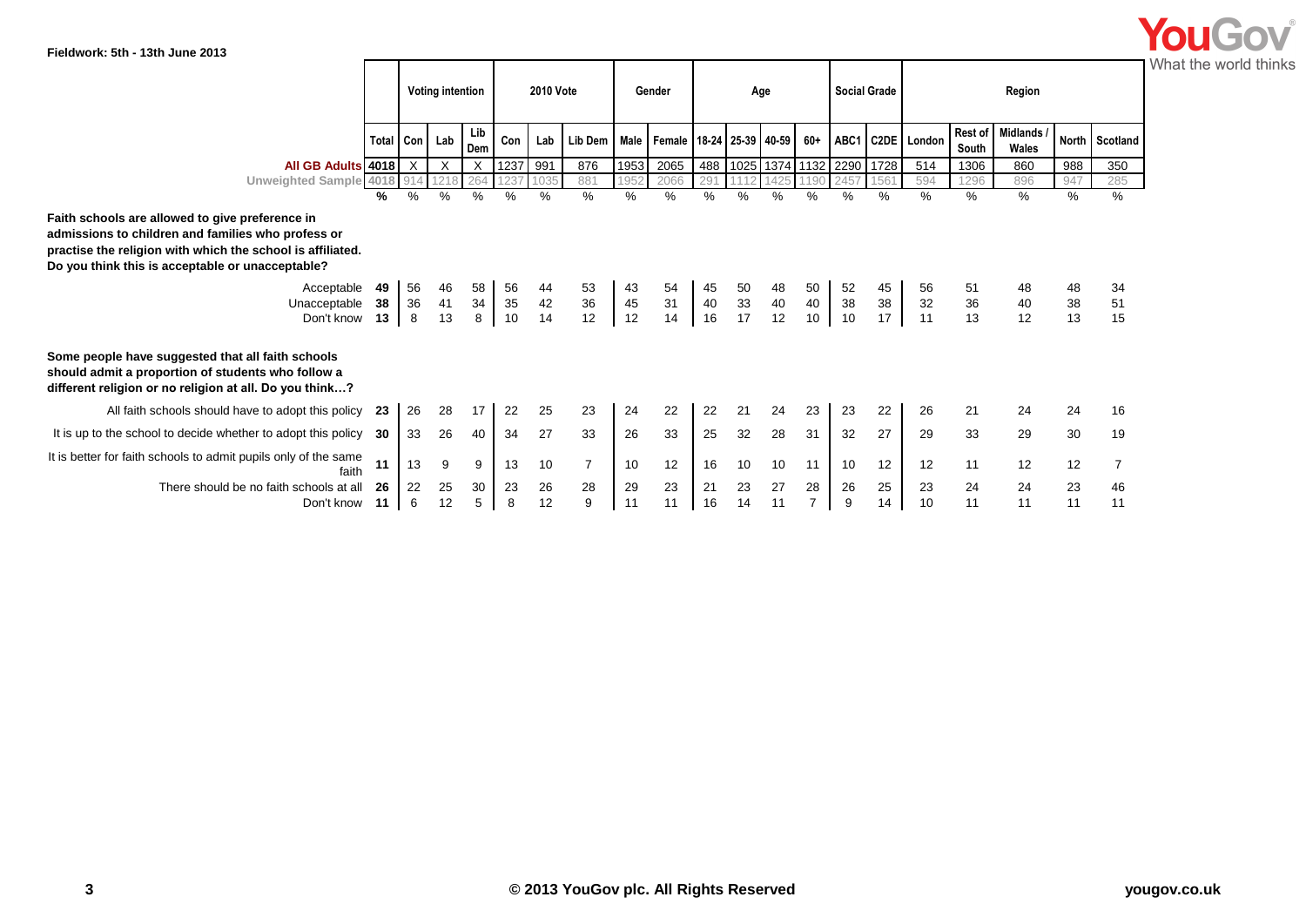Fieldwork: 5th - 13th June 2013

| | Total | Voting intention | | | 2010 Vote | | | Gender | | Age | | | | Social Grade | | Region | | | | |
|---|---|---|---|---|---|---|---|---|---|---|---|---|---|---|---|---|---|---|---|---|
| | | Con | Lab | Lib Dem | Con | Lab | Lib Dem | Male | Female | 18-24 | 25-39 | 40-59 | 60+ | ABC1 | C2DE | London | Rest of South | Midlands / Wales | North | Scotland |
| **All GB Adults** | 4018 | X | X | X | 1237 | 991 | 876 | 1953 | 2065 | 488 | 1025 | 1374 | 1132 | 2290 | 1728 | 514 | 1306 | 860 | 988 | 350 |
| Unweighted Sample | 4018 | 914 | 1218 | 264 | 1237 | 1035 | 881 | 1952 | 2066 | 291 | 1112 | 1425 | 1190 | 2457 | 1561 | 594 | 1296 | 896 | 947 | 285 |
| | % | % | % | % | % | % | % | % | % | % | % | % | % | % | % | % | % | % | % | % |
| **Faith schools are allowed to give preference in admissions to children and families who profess or practise the religion with which the school is affiliated. Do you think this is acceptable or unacceptable?** | | | | | | | | | | | | | | | | | | | | |
| Acceptable | 49 | 56 | 46 | 58 | 56 | 44 | 53 | 43 | 54 | 45 | 50 | 48 | 50 | 52 | 45 | 56 | 51 | 48 | 48 | 34 |
| Unacceptable | 38 | 36 | 41 | 34 | 35 | 42 | 36 | 45 | 31 | 40 | 33 | 40 | 40 | 38 | 38 | 32 | 36 | 40 | 38 | 51 |
| Don't know | 13 | 8 | 13 | 8 | 10 | 14 | 12 | 12 | 14 | 16 | 17 | 12 | 10 | 10 | 17 | 11 | 13 | 12 | 13 | 15 |
| **Some people have suggested that all faith schools should admit a proportion of students who follow a different religion or no religion at all. Do you think…?** | | | | | | | | | | | | | | | | | | | | |
| All faith schools should have to adopt this policy | 23 | 26 | 28 | 17 | 22 | 25 | 23 | 24 | 22 | 22 | 21 | 24 | 23 | 23 | 22 | 26 | 21 | 24 | 24 | 16 |
| It is up to the school to decide whether to adopt this policy | 30 | 33 | 26 | 40 | 34 | 27 | 33 | 26 | 33 | 25 | 32 | 28 | 31 | 32 | 27 | 29 | 33 | 29 | 30 | 19 |
| It is better for faith schools to admit pupils only of the same faith | 11 | 13 | 9 | 9 | 13 | 10 | 7 | 10 | 12 | 16 | 10 | 10 | 11 | 10 | 12 | 12 | 11 | 12 | 12 | 7 |
| There should be no faith schools at all | 26 | 22 | 25 | 30 | 23 | 26 | 28 | 29 | 23 | 21 | 23 | 27 | 28 | 26 | 25 | 23 | 24 | 24 | 23 | 46 |
| Don't know | 11 | 6 | 12 | 5 | 8 | 12 | 9 | 11 | 11 | 16 | 14 | 11 | 7 | 9 | 14 | 10 | 11 | 11 | 11 | 11 |

© 2013 YouGov plc. All Rights Reserved